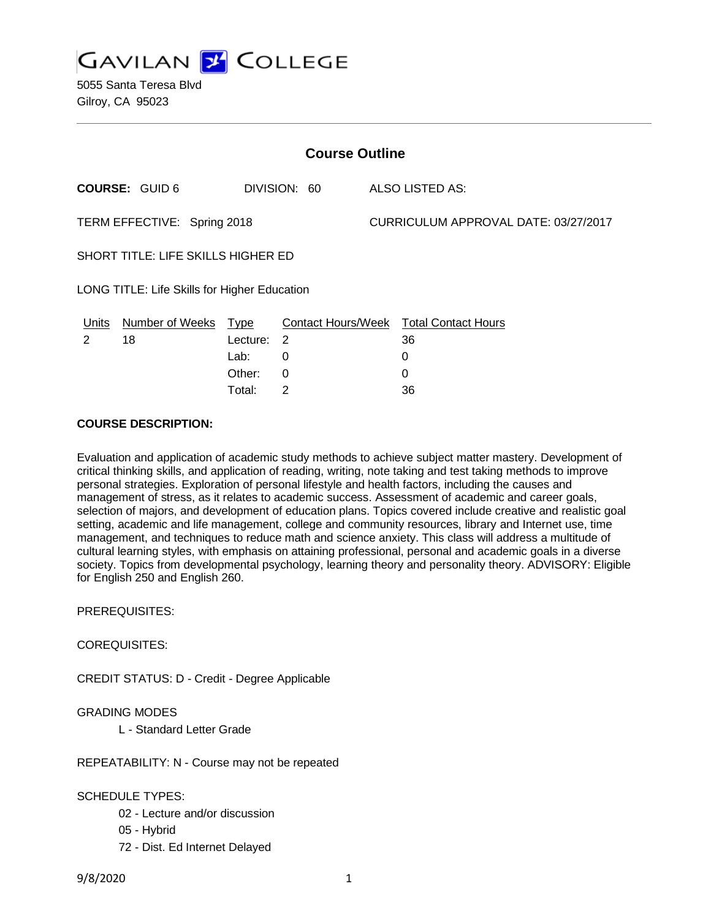# GAVILAN COLLEGE

5055 Santa Teresa Blvd
Gilroy, CA 95023

## Course Outline

**COURSE:** GUID 6 DIVISION: 60 ALSO LISTED AS:

TERM EFFECTIVE: Spring 2018 CURRICULUM APPROVAL DATE: 03/27/2017

SHORT TITLE: LIFE SKILLS HIGHER ED

LONG TITLE: Life Skills for Higher Education

| Units | Number of Weeks | Type | Contact Hours/Week | Total Contact Hours |
|---|---|---|---|---|
| 2 | 18 | Lecture: | 2 | 36 |
| | | Lab: | 0 | 0 |
| | | Other: | 0 | 0 |
| | | Total: | 2 | 36 |

**COURSE DESCRIPTION:**

Evaluation and application of academic study methods to achieve subject matter mastery. Development of critical thinking skills, and application of reading, writing, note taking and test taking methods to improve personal strategies. Exploration of personal lifestyle and health factors, including the causes and management of stress, as it relates to academic success. Assessment of academic and career goals, selection of majors, and development of education plans. Topics covered include creative and realistic goal setting, academic and life management, college and community resources, library and Internet use, time management, and techniques to reduce math and science anxiety. This class will address a multitude of cultural learning styles, with emphasis on attaining professional, personal and academic goals in a diverse society. Topics from developmental psychology, learning theory and personality theory. ADVISORY: Eligible for English 250 and English 260.

PREREQUISITES:

COREQUISITES:

CREDIT STATUS: D - Credit - Degree Applicable

GRADING MODES

L - Standard Letter Grade

REPEATABILITY: N - Course may not be repeated

SCHEDULE TYPES:

02 - Lecture and/or discussion

05 - Hybrid

72 - Dist. Ed Internet Delayed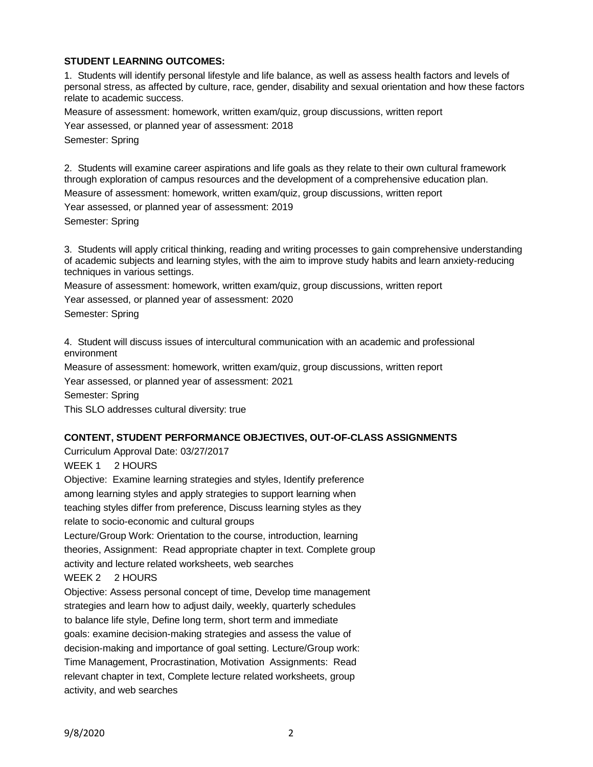**STUDENT LEARNING OUTCOMES:**

1. Students will identify personal lifestyle and life balance, as well as assess health factors and levels of personal stress, as affected by culture, race, gender, disability and sexual orientation and how these factors relate to academic success.

Measure of assessment: homework, written exam/quiz, group discussions, written report

Year assessed, or planned year of assessment: 2018

Semester: Spring

2. Students will examine career aspirations and life goals as they relate to their own cultural framework through exploration of campus resources and the development of a comprehensive education plan.

Measure of assessment: homework, written exam/quiz, group discussions, written report

Year assessed, or planned year of assessment: 2019

Semester: Spring

3. Students will apply critical thinking, reading and writing processes to gain comprehensive understanding of academic subjects and learning styles, with the aim to improve study habits and learn anxiety-reducing techniques in various settings.

Measure of assessment: homework, written exam/quiz, group discussions, written report

Year assessed, or planned year of assessment: 2020

Semester: Spring

4. Student will discuss issues of intercultural communication with an academic and professional environment

Measure of assessment: homework, written exam/quiz, group discussions, written report

Year assessed, or planned year of assessment: 2021

Semester: Spring

This SLO addresses cultural diversity: true

**CONTENT, STUDENT PERFORMANCE OBJECTIVES, OUT-OF-CLASS ASSIGNMENTS**

Curriculum Approval Date: 03/27/2017

WEEK 1 2 HOURS

Objective: Examine learning strategies and styles, Identify preference among learning styles and apply strategies to support learning when teaching styles differ from preference, Discuss learning styles as they relate to socio-economic and cultural groups

Lecture/Group Work: Orientation to the course, introduction, learning theories, Assignment: Read appropriate chapter in text. Complete group activity and lecture related worksheets, web searches

WEEK 2 2 HOURS

Objective: Assess personal concept of time, Develop time management strategies and learn how to adjust daily, weekly, quarterly schedules to balance life style, Define long term, short term and immediate goals: examine decision-making strategies and assess the value of decision-making and importance of goal setting. Lecture/Group work: Time Management, Procrastination, Motivation Assignments: Read relevant chapter in text, Complete lecture related worksheets, group activity, and web searches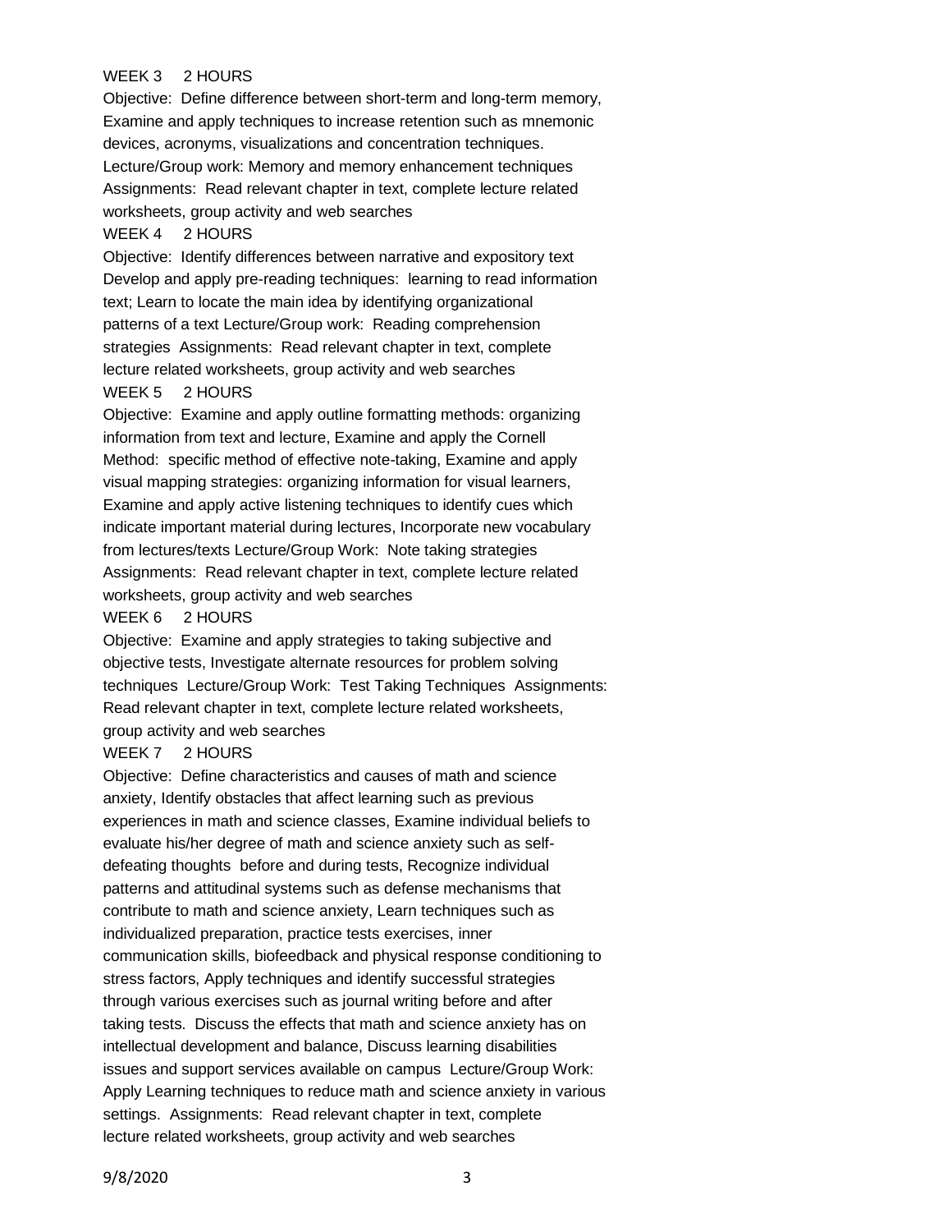WEEK 3 2 HOURS

Objective: Define difference between short-term and long-term memory, Examine and apply techniques to increase retention such as mnemonic devices, acronyms, visualizations and concentration techniques. Lecture/Group work: Memory and memory enhancement techniques Assignments: Read relevant chapter in text, complete lecture related worksheets, group activity and web searches

WEEK 4 2 HOURS

Objective: Identify differences between narrative and expository text Develop and apply pre-reading techniques: learning to read information text; Learn to locate the main idea by identifying organizational patterns of a text Lecture/Group work: Reading comprehension strategies Assignments: Read relevant chapter in text, complete lecture related worksheets, group activity and web searches

WEEK 5 2 HOURS

Objective: Examine and apply outline formatting methods: organizing information from text and lecture, Examine and apply the Cornell Method: specific method of effective note-taking, Examine and apply visual mapping strategies: organizing information for visual learners, Examine and apply active listening techniques to identify cues which indicate important material during lectures, Incorporate new vocabulary from lectures/texts Lecture/Group Work: Note taking strategies Assignments: Read relevant chapter in text, complete lecture related worksheets, group activity and web searches

WEEK 6 2 HOURS

Objective: Examine and apply strategies to taking subjective and objective tests, Investigate alternate resources for problem solving techniques Lecture/Group Work: Test Taking Techniques Assignments: Read relevant chapter in text, complete lecture related worksheets, group activity and web searches

WEEK 7 2 HOURS

Objective: Define characteristics and causes of math and science anxiety, Identify obstacles that affect learning such as previous experiences in math and science classes, Examine individual beliefs to evaluate his/her degree of math and science anxiety such as self-defeating thoughts before and during tests, Recognize individual patterns and attitudinal systems such as defense mechanisms that contribute to math and science anxiety, Learn techniques such as individualized preparation, practice tests exercises, inner communication skills, biofeedback and physical response conditioning to stress factors, Apply techniques and identify successful strategies through various exercises such as journal writing before and after taking tests. Discuss the effects that math and science anxiety has on intellectual development and balance, Discuss learning disabilities issues and support services available on campus Lecture/Group Work: Apply Learning techniques to reduce math and science anxiety in various settings. Assignments: Read relevant chapter in text, complete lecture related worksheets, group activity and web searches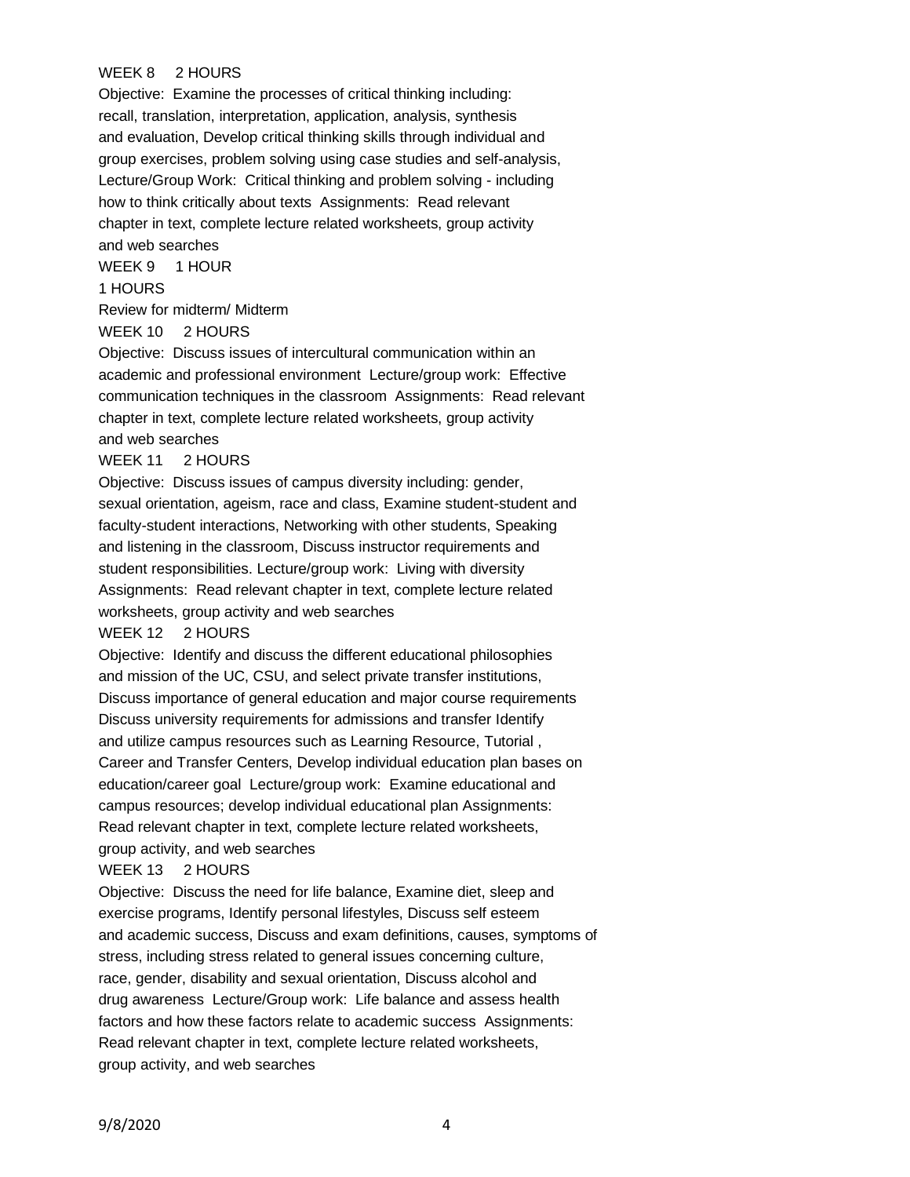WEEK 8 2 HOURS

Objective: Examine the processes of critical thinking including: recall, translation, interpretation, application, analysis, synthesis and evaluation, Develop critical thinking skills through individual and group exercises, problem solving using case studies and self-analysis, Lecture/Group Work: Critical thinking and problem solving - including how to think critically about texts Assignments: Read relevant chapter in text, complete lecture related worksheets, group activity and web searches

WEEK 9 1 HOUR

1 HOURS

Review for midterm/ Midterm

WEEK 10 2 HOURS

Objective: Discuss issues of intercultural communication within an academic and professional environment Lecture/group work: Effective communication techniques in the classroom Assignments: Read relevant chapter in text, complete lecture related worksheets, group activity and web searches

WEEK 11 2 HOURS

Objective: Discuss issues of campus diversity including: gender, sexual orientation, ageism, race and class, Examine student-student and faculty-student interactions, Networking with other students, Speaking and listening in the classroom, Discuss instructor requirements and student responsibilities. Lecture/group work: Living with diversity Assignments: Read relevant chapter in text, complete lecture related worksheets, group activity and web searches

WEEK 12 2 HOURS

Objective: Identify and discuss the different educational philosophies and mission of the UC, CSU, and select private transfer institutions, Discuss importance of general education and major course requirements Discuss university requirements for admissions and transfer Identify and utilize campus resources such as Learning Resource, Tutorial , Career and Transfer Centers, Develop individual education plan bases on education/career goal Lecture/group work: Examine educational and campus resources; develop individual educational plan Assignments: Read relevant chapter in text, complete lecture related worksheets, group activity, and web searches

WEEK 13 2 HOURS

Objective: Discuss the need for life balance, Examine diet, sleep and exercise programs, Identify personal lifestyles, Discuss self esteem and academic success, Discuss and exam definitions, causes, symptoms of stress, including stress related to general issues concerning culture, race, gender, disability and sexual orientation, Discuss alcohol and drug awareness Lecture/Group work: Life balance and assess health factors and how these factors relate to academic success Assignments: Read relevant chapter in text, complete lecture related worksheets, group activity, and web searches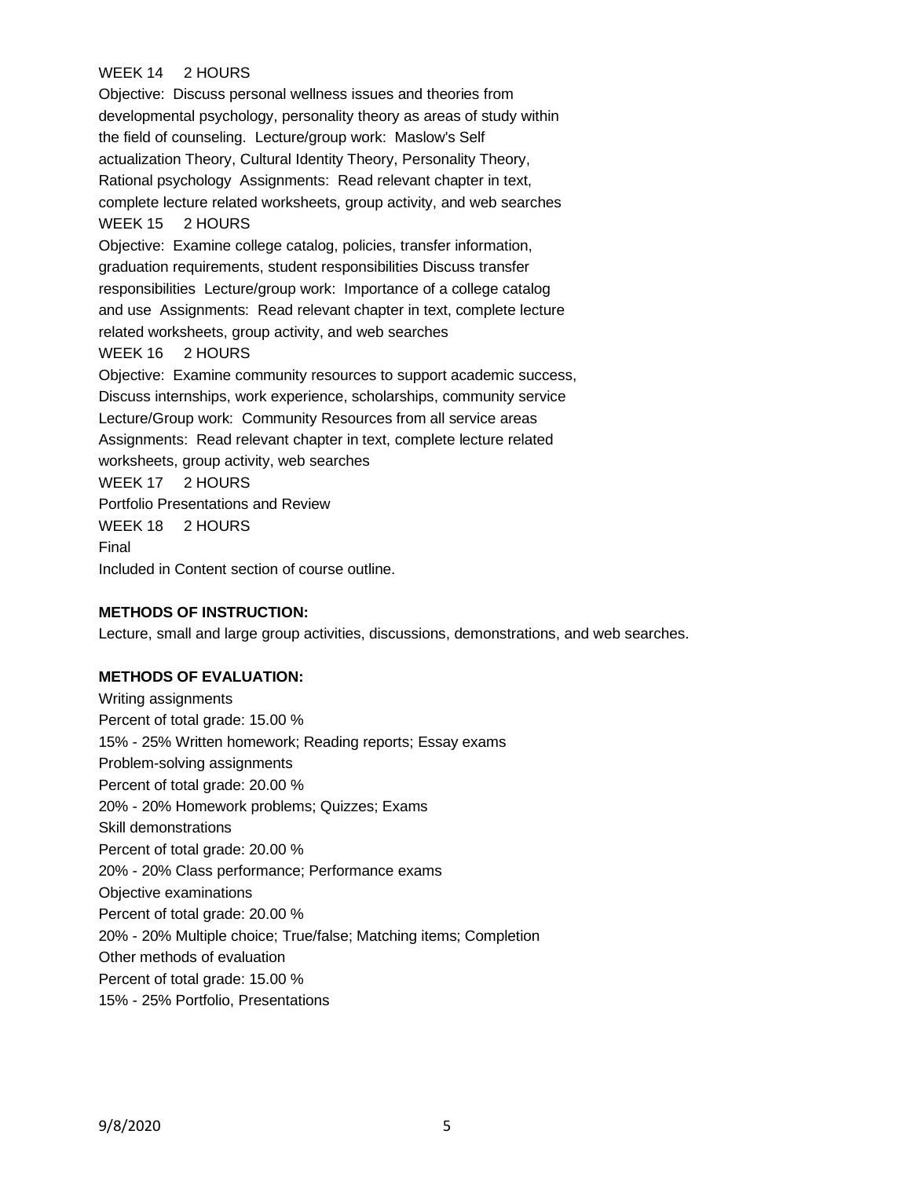WEEK 14 2 HOURS

Objective: Discuss personal wellness issues and theories from developmental psychology, personality theory as areas of study within the field of counseling. Lecture/group work: Maslow's Self actualization Theory, Cultural Identity Theory, Personality Theory, Rational psychology Assignments: Read relevant chapter in text, complete lecture related worksheets, group activity, and web searches

WEEK 15 2 HOURS

Objective: Examine college catalog, policies, transfer information, graduation requirements, student responsibilities Discuss transfer responsibilities Lecture/group work: Importance of a college catalog and use Assignments: Read relevant chapter in text, complete lecture related worksheets, group activity, and web searches

WEEK 16 2 HOURS

Objective: Examine community resources to support academic success, Discuss internships, work experience, scholarships, community service Lecture/Group work: Community Resources from all service areas Assignments: Read relevant chapter in text, complete lecture related worksheets, group activity, web searches

WEEK 17 2 HOURS

Portfolio Presentations and Review

WEEK 18 2 HOURS

Final

Included in Content section of course outline.

**METHODS OF INSTRUCTION:**

Lecture, small and large group activities, discussions, demonstrations, and web searches.

**METHODS OF EVALUATION:**

Writing assignments
Percent of total grade: 15.00 %
15% - 25% Written homework; Reading reports; Essay exams

Problem-solving assignments
Percent of total grade: 20.00 %
20% - 20% Homework problems; Quizzes; Exams

Skill demonstrations
Percent of total grade: 20.00 %
20% - 20% Class performance; Performance exams

Objective examinations
Percent of total grade: 20.00 %
20% - 20% Multiple choice; True/false; Matching items; Completion

Other methods of evaluation
Percent of total grade: 15.00 %
15% - 25% Portfolio, Presentations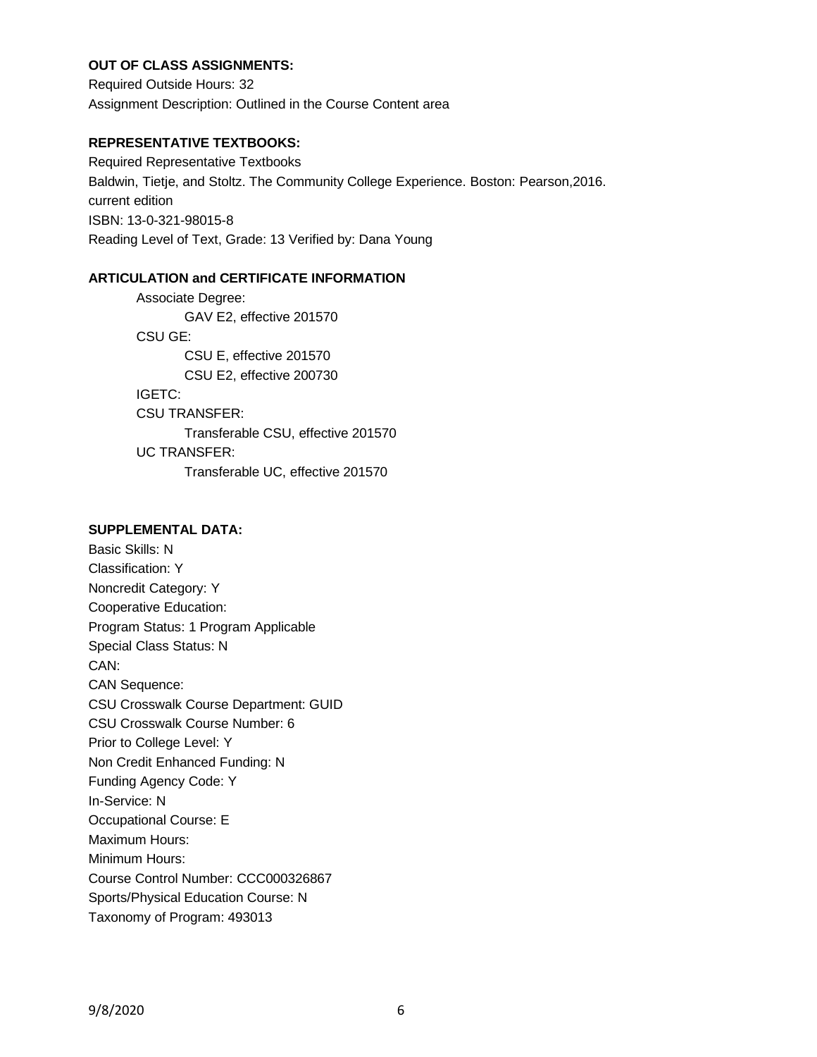**OUT OF CLASS ASSIGNMENTS:**

Required Outside Hours: 32

Assignment Description: Outlined in the Course Content area

**REPRESENTATIVE TEXTBOOKS:**

Required Representative Textbooks

Baldwin, Tietje, and Stoltz. The Community College Experience. Boston: Pearson,2016.

current edition

ISBN: 13-0-321-98015-8

Reading Level of Text, Grade: 13 Verified by: Dana Young

**ARTICULATION and CERTIFICATE INFORMATION**

- Associate Degree:
  - GAV E2, effective 201570
- CSU GE:
  - CSU E, effective 201570
  - CSU E2, effective 200730
- IGETC:
- CSU TRANSFER:
  - Transferable CSU, effective 201570
- UC TRANSFER:
  - Transferable UC, effective 201570

**SUPPLEMENTAL DATA:**

Basic Skills: N

Classification: Y

Noncredit Category: Y

Cooperative Education:

Program Status: 1 Program Applicable

Special Class Status: N

CAN:

CAN Sequence:

CSU Crosswalk Course Department: GUID

CSU Crosswalk Course Number: 6

Prior to College Level: Y

Non Credit Enhanced Funding: N

Funding Agency Code: Y

In-Service: N

Occupational Course: E

Maximum Hours:

Minimum Hours:

Course Control Number: CCC000326867

Sports/Physical Education Course: N

Taxonomy of Program: 493013